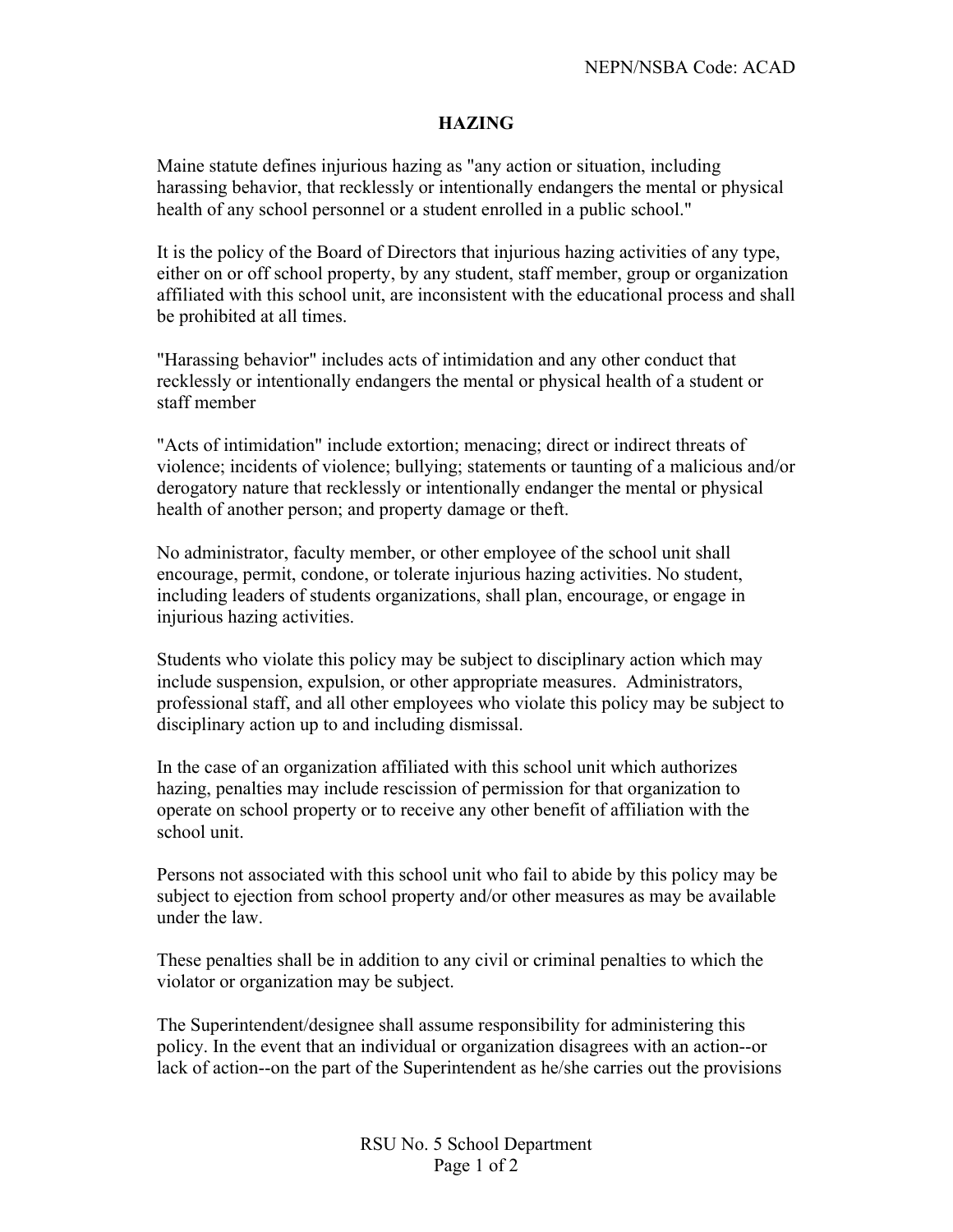NEPN/NSBA Code: ACAD

# HAZING

Maine statute defines injurious hazing as "any action or situation, including harassing behavior, that recklessly or intentionally endangers the mental or physical health of any school personnel or a student enrolled in a public school."

It is the policy of the Board of Directors that injurious hazing activities of any type, either on or off school property, by any student, staff member, group or organization affiliated with this school unit, are inconsistent with the educational process and shall be prohibited at all times.

"Harassing behavior" includes acts of intimidation and any other conduct that recklessly or intentionally endangers the mental or physical health of a student or staff member

"Acts of intimidation" include extortion; menacing; direct or indirect threats of violence; incidents of violence; bullying; statements or taunting of a malicious and/or derogatory nature that recklessly or intentionally endanger the mental or physical health of another person; and property damage or theft.

No administrator, faculty member, or other employee of the school unit shall encourage, permit, condone, or tolerate injurious hazing activities. No student, including leaders of students organizations, shall plan, encourage, or engage in injurious hazing activities.

Students who violate this policy may be subject to disciplinary action which may include suspension, expulsion, or other appropriate measures. Administrators, professional staff, and all other employees who violate this policy may be subject to disciplinary action up to and including dismissal.

In the case of an organization affiliated with this school unit which authorizes hazing, penalties may include rescission of permission for that organization to operate on school property or to receive any other benefit of affiliation with the school unit.

Persons not associated with this school unit who fail to abide by this policy may be subject to ejection from school property and/or other measures as may be available under the law.

These penalties shall be in addition to any civil or criminal penalties to which the violator or organization may be subject.

The Superintendent/designee shall assume responsibility for administering this policy. In the event that an individual or organization disagrees with an action--or lack of action--on the part of the Superintendent as he/she carries out the provisions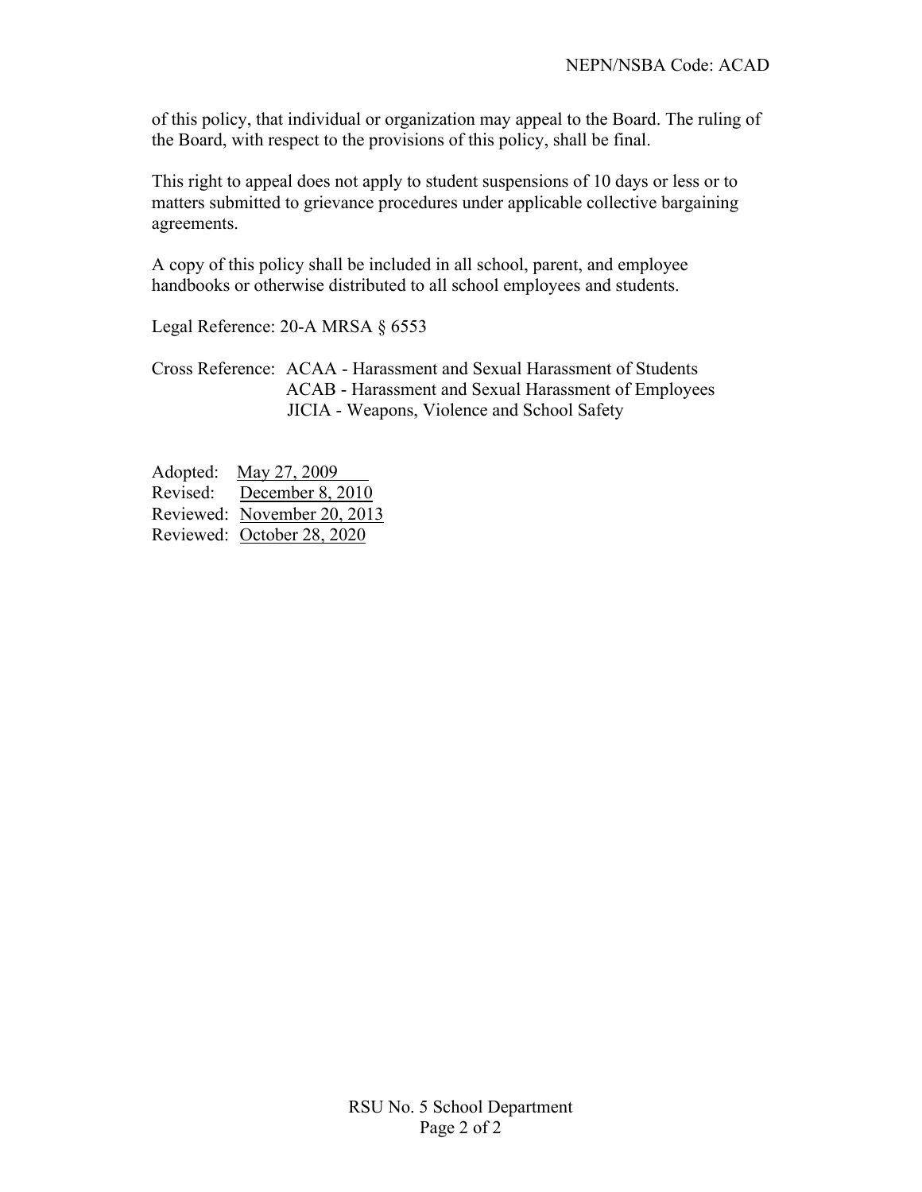of this policy, that individual or organization may appeal to the Board. The ruling of the Board, with respect to the provisions of this policy, shall be final.

This right to appeal does not apply to student suspensions of 10 days or less or to matters submitted to grievance procedures under applicable collective bargaining agreements.

A copy of this policy shall be included in all school, parent, and employee handbooks or otherwise distributed to all school employees and students.

Legal Reference: 20-A MRSA § 6553

Cross Reference: ACAA - Harassment and Sexual Harassment of Students
ACAB - Harassment and Sexual Harassment of Employees
JICIA - Weapons, Violence and School Safety

Adopted: May 27, 2009
Revised: December 8, 2010
Reviewed: November 20, 2013
Reviewed: October 28, 2020